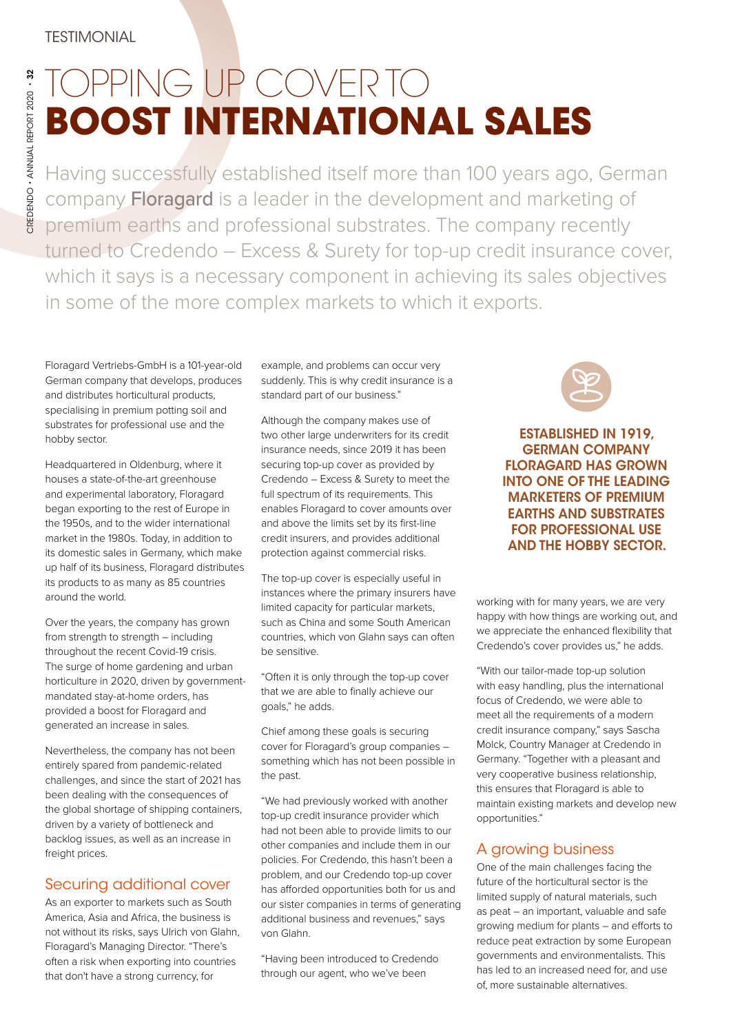TESTIMONIAL

# TOPPING UP COVER TO **BOOST INTERNATIONAL SALES**

Having successfully established itself more than 100 years ago, German company **Floragard** is a leader in the development and marketing of premium earths and professional substrates. The company recently turned to Credendo – Excess & Surety for top-up credit insurance cover, which it says is a necessary component in achieving its sales objectives in some of the more complex markets to which it exports.

Floragard Vertriebs-GmbH is a 101-year-old German company that develops, produces and distributes horticultural products, specialising in premium potting soil and substrates for professional use and the hobby sector.

Headquartered in Oldenburg, where it houses a state-of-the-art greenhouse and experimental laboratory, Floragard began exporting to the rest of Europe in the 1950s, and to the wider international market in the 1980s. Today, in addition to its domestic sales in Germany, which make up half of its business, Floragard distributes its products to as many as 85 countries around the world.

Over the years, the company has grown from strength to strength – including throughout the recent Covid-19 crisis. The surge of home gardening and urban horticulture in 2020, driven by government-mandated stay-at-home orders, has provided a boost for Floragard and generated an increase in sales.

Nevertheless, the company has not been entirely spared from pandemic-related challenges, and since the start of 2021 has been dealing with the consequences of the global shortage of shipping containers, driven by a variety of bottleneck and backlog issues, as well as an increase in freight prices.

## Securing additional cover

As an exporter to markets such as South America, Asia and Africa, the business is not without its risks, says Ulrich von Glahn, Floragard's Managing Director. "There's often a risk when exporting into countries that don't have a strong currency, for example, and problems can occur very suddenly. This is why credit insurance is a standard part of our business."

Although the company makes use of two other large underwriters for its credit insurance needs, since 2019 it has been securing top-up cover as provided by Credendo – Excess & Surety to meet the full spectrum of its requirements. This enables Floragard to cover amounts over and above the limits set by its first-line credit insurers, and provides additional protection against commercial risks.

The top-up cover is especially useful in instances where the primary insurers have limited capacity for particular markets, such as China and some South American countries, which von Glahn says can often be sensitive.

"Often it is only through the top-up cover that we are able to finally achieve our goals," he adds.

Chief among these goals is securing cover for Floragard's group companies – something which has not been possible in the past.

"We had previously worked with another top-up credit insurance provider which had not been able to provide limits to our other companies and include them in our policies. For Credendo, this hasn't been a problem, and our Credendo top-up cover has afforded opportunities both for us and our sister companies in terms of generating additional business and revenues," says von Glahn.

"Having been introduced to Credendo through our agent, who we've been working with for many years, we are very happy with how things are working out, and we appreciate the enhanced flexibility that Credendo's cover provides us," he adds.

**ESTABLISHED IN 1919, GERMAN COMPANY FLORAGARD HAS GROWN INTO ONE OF THE LEADING MARKETERS OF PREMIUM EARTHS AND SUBSTRATES FOR PROFESSIONAL USE AND THE HOBBY SECTOR.**

"With our tailor-made top-up solution with easy handling, plus the international focus of Credendo, we were able to meet all the requirements of a modern credit insurance company," says Sascha Molck, Country Manager at Credendo in Germany. "Together with a pleasant and very cooperative business relationship, this ensures that Floragard is able to maintain existing markets and develop new opportunities."

## A growing business

One of the main challenges facing the future of the horticultural sector is the limited supply of natural materials, such as peat – an important, valuable and safe growing medium for plants – and efforts to reduce peat extraction by some European governments and environmentalists. This has led to an increased need for, and use of, more sustainable alternatives.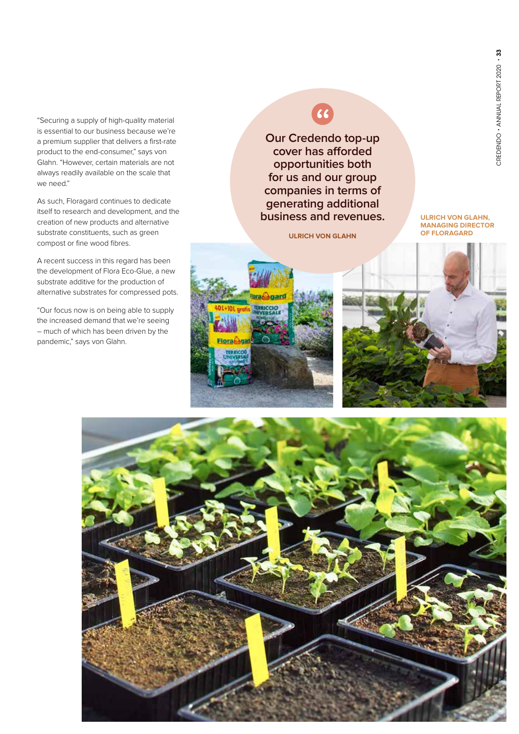"Securing a supply of high-quality material is essential to our business because we're a premium supplier that delivers a first-rate product to the end-consumer," says von Glahn. "However, certain materials are not always readily available on the scale that we need."

As such, Floragard continues to dedicate itself to research and development, and the creation of new products and alternative substrate constituents, such as green compost or fine wood fibres.

A recent success in this regard has been the development of Flora Eco-Glue, a new substrate additive for the production of alternative substrates for compressed pots.

"Our focus now is on being able to supply the increased demand that we're seeing – much of which has been driven by the pandemic," says von Glahn.

> **Our Credendo top-up cover has afforded opportunities both for us and our group companies in terms of generating additional business and revenues.**
>
> ULRICH VON GLAHN

ULRICH VON GLAHN, MANAGING DIRECTOR OF FLORAGARD